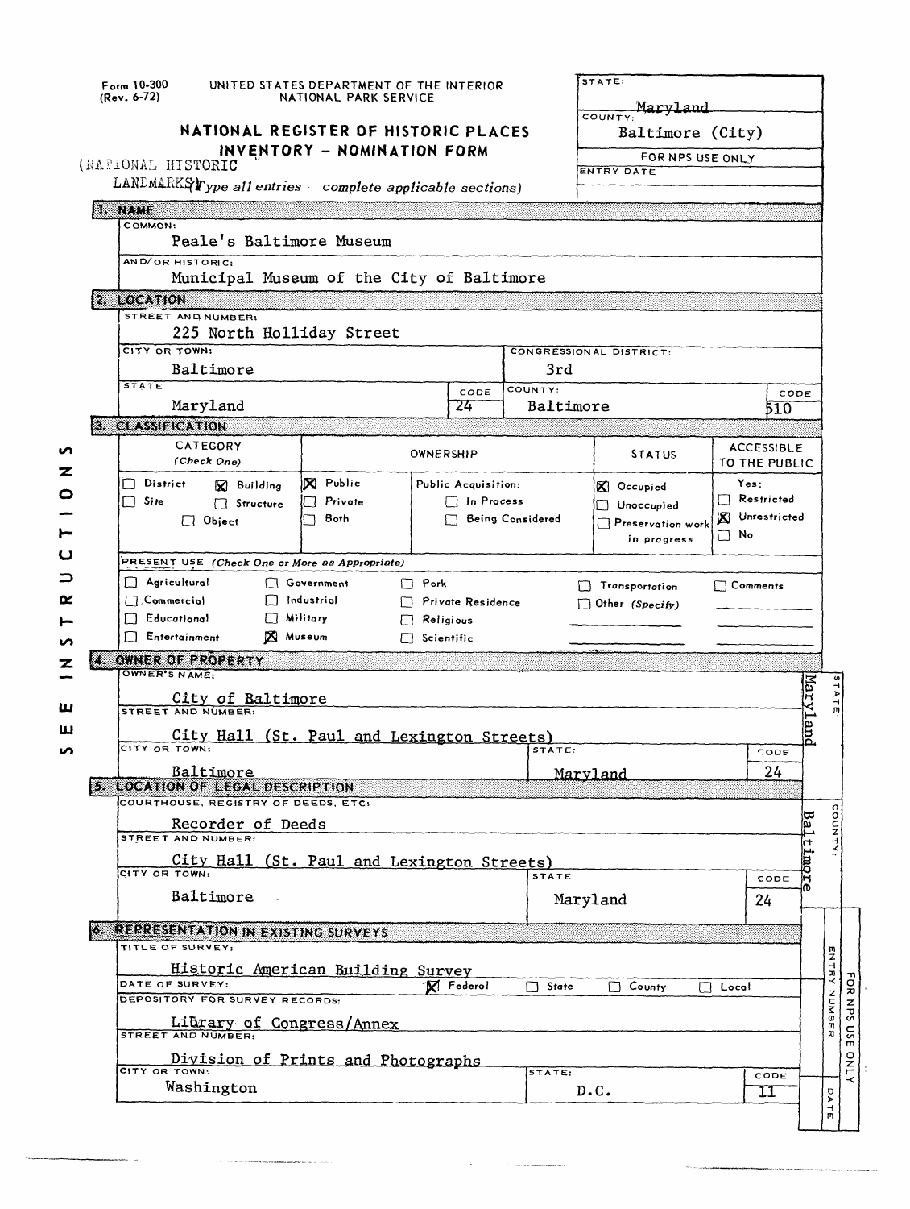Form 10-300 (Rev. 6-72)

UNITED STATES DEPARTMENT OF THE INTERIOR
NATIONAL PARK SERVICE

# NATIONAL REGISTER OF HISTORIC PLACES INVENTORY - NOMINATION FORM

(NATIONAL HISTORIC LANDMARKS)

*(Type all entries - complete applicable sections)*

| STATE: | Maryland |
|---|---|
| COUNTY: | Baltimore (City) |
| FOR NPS USE ONLY | |
| ENTRY DATE | |

## 1. NAME

COMMON:
Peale's Baltimore Museum

AND/OR HISTORIC:
Municipal Museum of the City of Baltimore

## 2. LOCATION

STREET AND NUMBER:
225 North Holliday Street

| CITY OR TOWN: | CONGRESSIONAL DISTRICT: | | |
|---|---|---|---|
| Baltimore | 3rd | | |
| **STATE** | **CODE** | **COUNTY:** | **CODE** |
| Maryland | 24 | Baltimore | 510 |

## 3. CLASSIFICATION

| CATEGORY (Check One) | OWNERSHIP | | STATUS | ACCESSIBLE TO THE PUBLIC |
|---|---|---|---|---|
| ☐ District ☒ Building | ☒ Public | Public Acquisition: | ☒ Occupied | Yes: |
| ☐ Site ☐ Structure | ☐ Private | ☐ In Process | ☐ Unoccupied | ☐ Restricted |
| ☐ Object | ☐ Both | ☐ Being Considered | ☐ Preservation work in progress | ☒ Unrestricted |
| | | | | ☐ No |

PRESENT USE *(Check One or More as Appropriate)*

| | | | | |
|---|---|---|---|---|
| ☐ Agricultural | ☐ Government | ☐ Park | ☐ Transportation | ☐ Comments |
| ☐ Commercial | ☐ Industrial | ☐ Private Residence | ☐ Other *(Specify)* | |
| ☐ Educational | ☐ Military | ☐ Religious | | |
| ☐ Entertainment | ☒ Museum | ☐ Scientific | | |

## 4. OWNER OF PROPERTY

OWNER'S NAME:
City of Baltimore

STREET AND NUMBER:
City Hall (St. Paul and Lexington Streets)

| CITY OR TOWN: | STATE: | CODE |
|---|---|---|
| Baltimore | Maryland | 24 |

STATE: Maryland

## 5. LOCATION OF LEGAL DESCRIPTION

COURTHOUSE, REGISTRY OF DEEDS, ETC:
Recorder of Deeds

STREET AND NUMBER:
City Hall (St. Paul and Lexington Streets)

| CITY OR TOWN: | STATE | CODE |
|---|---|---|
| Baltimore | Maryland | 24 |

COUNTY: Baltimore

## 6. REPRESENTATION IN EXISTING SURVEYS

TITLE OF SURVEY:
Historic American Building Survey

DATE OF SURVEY: ☒ Federal ☐ State ☐ County ☐ Local

DEPOSITORY FOR SURVEY RECORDS:
Library of Congress/Annex

STREET AND NUMBER:
Division of Prints and Photographs

| CITY OR TOWN: | STATE: | CODE |
|---|---|---|
| Washington | D.C. | 11 |

FOR NPS USE ONLY — ENTRY NUMBER — DATE

SEE INSTRUCTIONS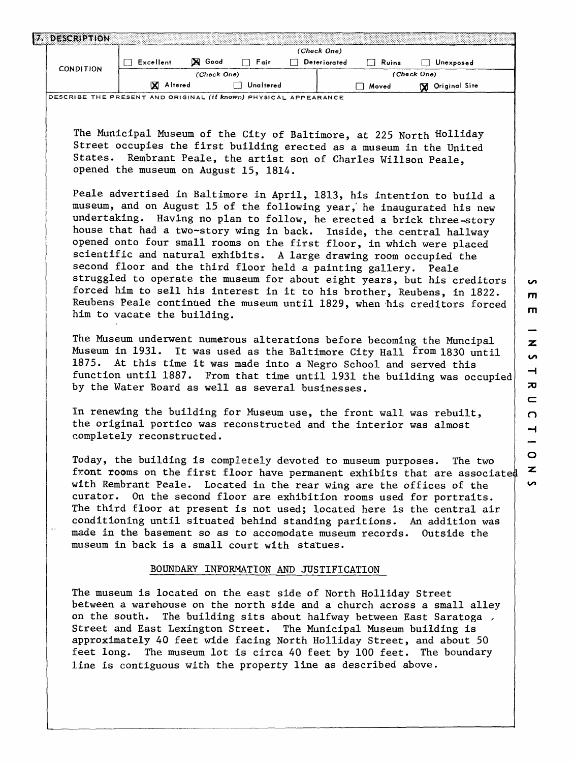## 7. DESCRIPTION

| CONDITION | (Check One) | | | | | |
|---|---|---|---|---|---|---|
| | ☐ Excellent | ☒ Good | ☐ Fair | ☐ Deteriorated | ☐ Ruins | ☐ Unexposed |
| | (Check One) | | | (Check One) | | |
| | ☒ Altered | | ☐ Unaltered | ☐ Moved | | ☒ Original Site |

DESCRIBE THE PRESENT AND ORIGINAL *(if known)* PHYSICAL APPEARANCE

The Municipal Museum of the City of Baltimore, at 225 North Holliday Street occupies the first building erected as a museum in the United States. Rembrant Peale, the artist son of Charles Willson Peale, opened the museum on August 15, 1814.

Peale advertised in Baltimore in April, 1813, his intention to build a museum, and on August 15 of the following year, he inaugurated his new undertaking. Having no plan to follow, he erected a brick three-story house that had a two-story wing in back. Inside, the central hallway opened onto four small rooms on the first floor, in which were placed scientific and natural exhibits. A large drawing room occupied the second floor and the third floor held a painting gallery. Peale struggled to operate the museum for about eight years, but his creditors forced him to sell his interest in it to his brother, Reubens, in 1822. Reubens Peale continued the museum until 1829, when his creditors forced him to vacate the building.

The Museum underwent numerous alterations before becoming the Muncipal Museum in 1931. It was used as the Baltimore City Hall from 1830 until 1875. At this time it was made into a Negro School and served this function until 1887. From that time until 1931 the building was occupied by the Water Board as well as several businesses.

In renewing the building for Museum use, the front wall was rebuilt, the original portico was reconstructed and the interior was almost completely reconstructed.

Today, the building is completely devoted to museum purposes. The two front rooms on the first floor have permanent exhibits that are associated with Rembrant Peale. Located in the rear wing are the offices of the curator. On the second floor are exhibition rooms used for portraits. The third floor at present is not used; located here is the central air conditioning until situated behind standing paritions. An addition was made in the basement so as to accomodate museum records. Outside the museum in back is a small court with statues.

### BOUNDARY INFORMATION AND JUSTIFICATION

The museum is located on the east side of North Holliday Street between a warehouse on the north side and a church across a small alley on the south. The building sits about halfway between East Saratoga Street and East Lexington Street. The Municipal Museum building is approximately 40 feet wide facing North Holliday Street, and about 50 feet long. The museum lot is circa 40 feet by 100 feet. The boundary line is contiguous with the property line as described above.

SEE INSTRUCTIONS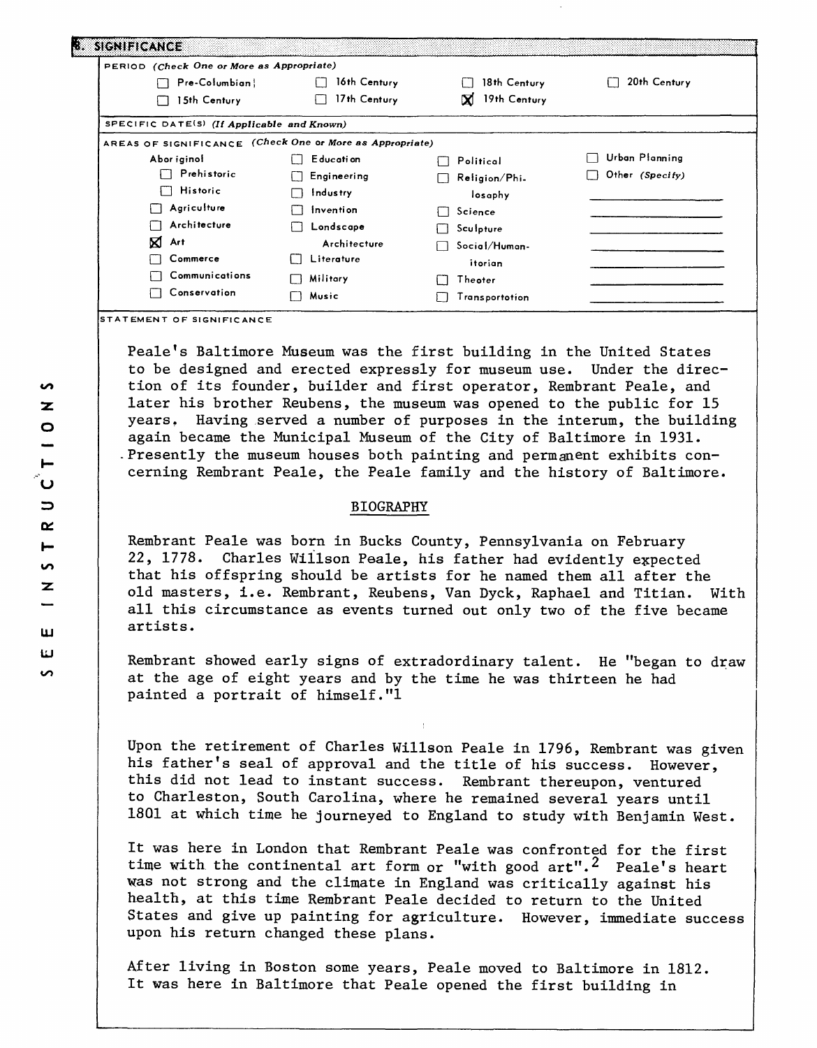## 8. SIGNIFICANCE

PERIOD *(Check One or More as Appropriate)*

| | | | |
|---|---|---|---|
| ☐ Pre-Columbian | ☐ 16th Century | ☐ 18th Century | ☐ 20th Century |
| ☐ 15th Century | ☐ 17th Century | ☒ 19th Century | |

SPECIFIC DATE(S) *(If Applicable and Known)*

AREAS OF SIGNIFICANCE *(Check One or More as Appropriate)*

| | | | |
|---|---|---|---|
| Aboriginal | ☐ Education | ☐ Political | ☐ Urban Planning |
| ☐ Prehistoric | ☐ Engineering | ☐ Religion/Philosophy | ☐ Other *(Specify)* |
| ☐ Historic | ☐ Industry | ☐ Science | |
| ☐ Agriculture | ☐ Invention | ☐ Sculpture | |
| ☐ Architecture | ☐ Landscape Architecture | ☐ Social/Humanitarian | |
| ☒ Art | ☐ Literature | ☐ Theater | |
| ☐ Commerce | ☐ Military | ☐ Transportation | |
| ☐ Communications | ☐ Music | | |
| ☐ Conservation | | | |

STATEMENT OF SIGNIFICANCE

Peale's Baltimore Museum was the first building in the United States to be designed and erected expressly for museum use. Under the direction of its founder, builder and first operator, Rembrant Peale, and later his brother Reubens, the museum was opened to the public for 15 years. Having served a number of purposes in the interum, the building again became the Municipal Museum of the City of Baltimore in 1931. Presently the museum houses both painting and permanent exhibits concerning Rembrant Peale, the Peale family and the history of Baltimore.

### BIOGRAPHY

Rembrant Peale was born in Bucks County, Pennsylvania on February 22, 1778. Charles Willson Peale, his father had evidently expected that his offspring should be artists for he named them all after the old masters, i.e. Rembrant, Reubens, Van Dyck, Raphael and Titian. With all this circumstance as events turned out only two of the five became artists.

Rembrant showed early signs of extradordinary talent. He "began to draw at the age of eight years and by the time he was thirteen he had painted a portrait of himself."[1]

Upon the retirement of Charles Willson Peale in 1796, Rembrant was given his father's seal of approval and the title of his success. However, this did not lead to instant success. Rembrant thereupon, ventured to Charleston, South Carolina, where he remained several years until 1801 at which time he journeyed to England to study with Benjamin West.

It was here in London that Rembrant Peale was confronted for the first time with the continental art form or "with good art".[2] Peale's heart was not strong and the climate in England was critically against his health, at this time Rembrant Peale decided to return to the United States and give up painting for agriculture. However, immediate success upon his return changed these plans.

After living in Boston some years, Peale moved to Baltimore in 1812. It was here in Baltimore that Peale opened the first building in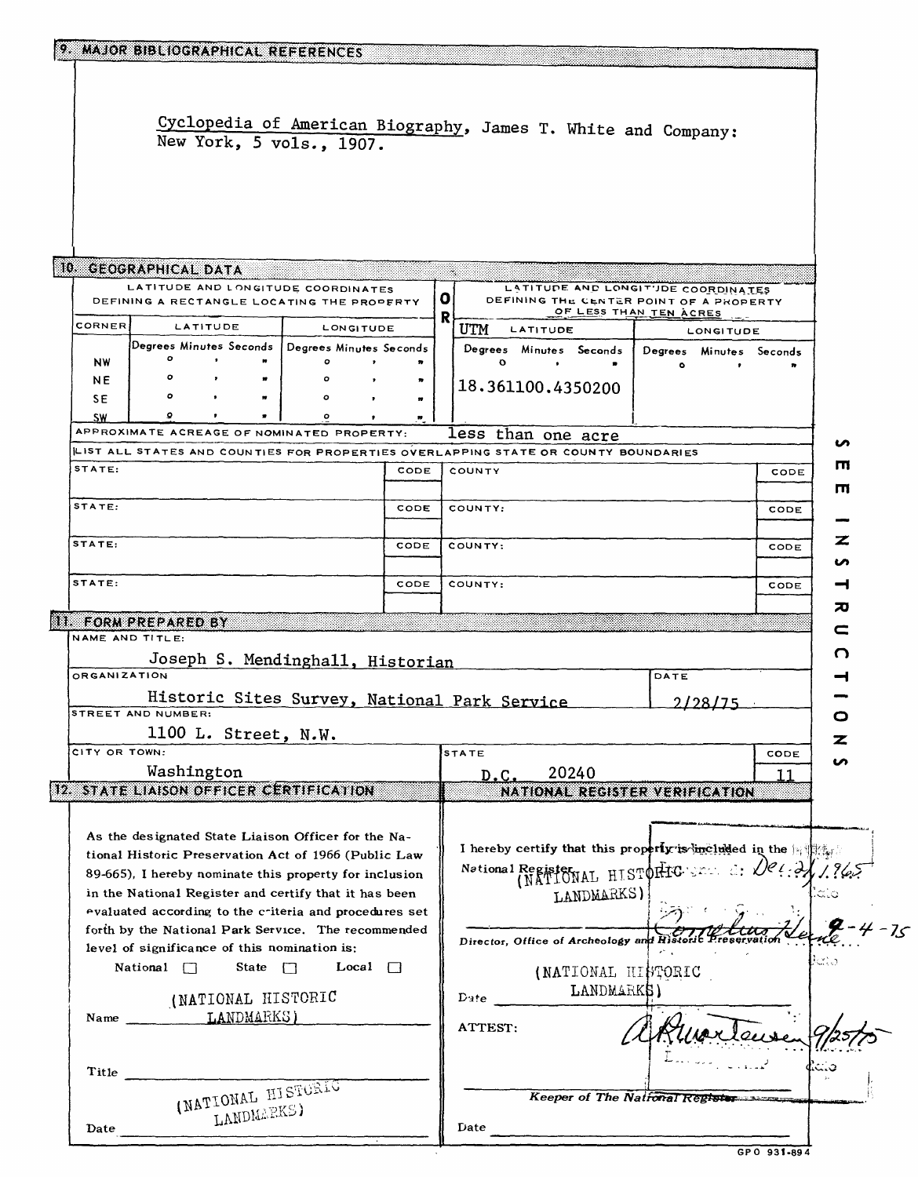## 9. MAJOR BIBLIOGRAPHICAL REFERENCES

Cyclopedia of American Biography, James T. White and Company: New York, 5 vols., 1907.

## 10. GEOGRAPHICAL DATA

| LATITUDE AND LONGITUDE COORDINATES DEFINING A RECTANGLE LOCATING THE PROPERTY | | | OR | LATITUDE AND LONGITUDE COORDINATES DEFINING THE CENTER POINT OF A PROPERTY OF LESS THAN TEN ACRES | |
|---|---|---|---|---|---|
| CORNER | LATITUDE | LONGITUDE | | UTM LATITUDE | LONGITUDE |
| | Degrees Minutes Seconds | Degrees Minutes Seconds | | Degrees Minutes Seconds | Degrees Minutes Seconds |
| NW | ° ' " | ° ' " | | ° ' " | ° ' " |
| NE | ° ' " | ° ' " | | 18.361100.4350200 | |
| SE | ° ' " | ° ' " | | | |
| SW | ° ' " | ° ' " | | | |

APPROXIMATE ACREAGE OF NOMINATED PROPERTY: less than one acre

LIST ALL STATES AND COUNTIES FOR PROPERTIES OVERLAPPING STATE OR COUNTY BOUNDARIES

| STATE: | CODE | COUNTY | CODE |
|---|---|---|---|
| STATE: | CODE | COUNTY: | CODE |
| STATE: | CODE | COUNTY: | CODE |
| STATE: | CODE | COUNTY: | CODE |

SEE INSTRUCTIONS

## 11. FORM PREPARED BY

NAME AND TITLE:
Joseph S. Mendinghall, Historian

ORGANIZATION:
Historic Sites Survey, National Park Service

DATE:
2/28/75

STREET AND NUMBER:
1100 L. Street, N.W.

CITY OR TOWN:
Washington

STATE:
D.C. 20240

CODE:
11

## 12. STATE LIAISON OFFICER CERTIFICATION

As the designated State Liaison Officer for the National Historic Preservation Act of 1966 (Public Law 89-665), I hereby nominate this property for inclusion in the National Register and certify that it has been evaluated according to the criteria and procedures set forth by the National Park Service. The recommended level of significance of this nomination is:

National ☐ State ☐ Local ☐

Name (NATIONAL HISTORIC LANDMARKS)

Title

(NATIONAL HISTORIC LANDMARKS)

Date

## NATIONAL REGISTER VERIFICATION

I hereby certify that this property is included in the National Register. (NATIONAL HISTORIC LANDMARKS)

Designated: Dec. 21, 1965

Director, Office of Archeology and Historic Preservation

Cornelius Heine 9-4-75

(NATIONAL HISTORIC LANDMARKS)

Date

ATTEST:

A. R. Mortensen 9/25/75

Keeper of The National Register

Date

GPO 931-894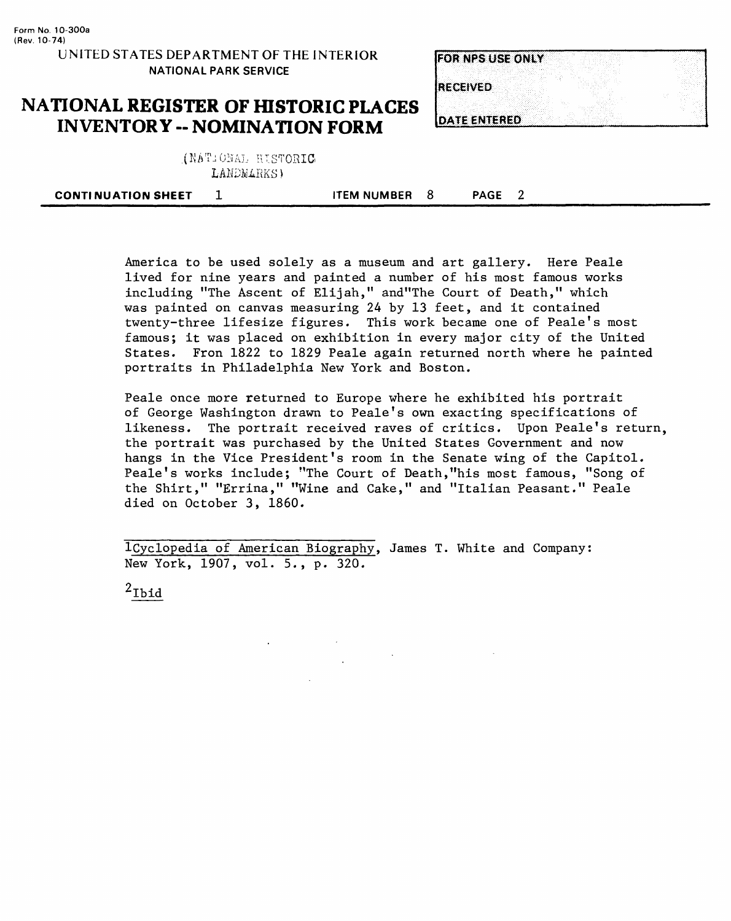Form No. 10-300a
(Rev. 10-74)

UNITED STATES DEPARTMENT OF THE INTERIOR
NATIONAL PARK SERVICE

# NATIONAL REGISTER OF HISTORIC PLACES INVENTORY -- NOMINATION FORM

(NATIONAL HISTORIC LANDMARKS)

| FOR NPS USE ONLY |
| --- |
| RECEIVED |
| DATE ENTERED |

**CONTINUATION SHEET** 1 **ITEM NUMBER** 8 **PAGE** 2

America to be used solely as a museum and art gallery. Here Peale lived for nine years and painted a number of his most famous works including "The Ascent of Elijah," and"The Court of Death," which was painted on canvas measuring 24 by 13 feet, and it contained twenty-three lifesize figures. This work became one of Peale's most famous; it was placed on exhibition in every major city of the United States. Fron 1822 to 1829 Peale again returned north where he painted portraits in Philadelphia New York and Boston.

Peale once more returned to Europe where he exhibited his portrait of George Washington drawn to Peale's own exacting specifications of likeness. The portrait received raves of critics. Upon Peale's return, the portrait was purchased by the United States Government and now hangs in the Vice President's room in the Senate wing of the Capitol. Peale's works include; "The Court of Death,"his most famous, "Song of the Shirt," "Errina," "Wine and Cake," and "Italian Peasant." Peale died on October 3, 1860.

---

[1] Cyclopedia of American Biography, James T. White and Company: New York, 1907, vol. 5., p. 320.

[2] Ibid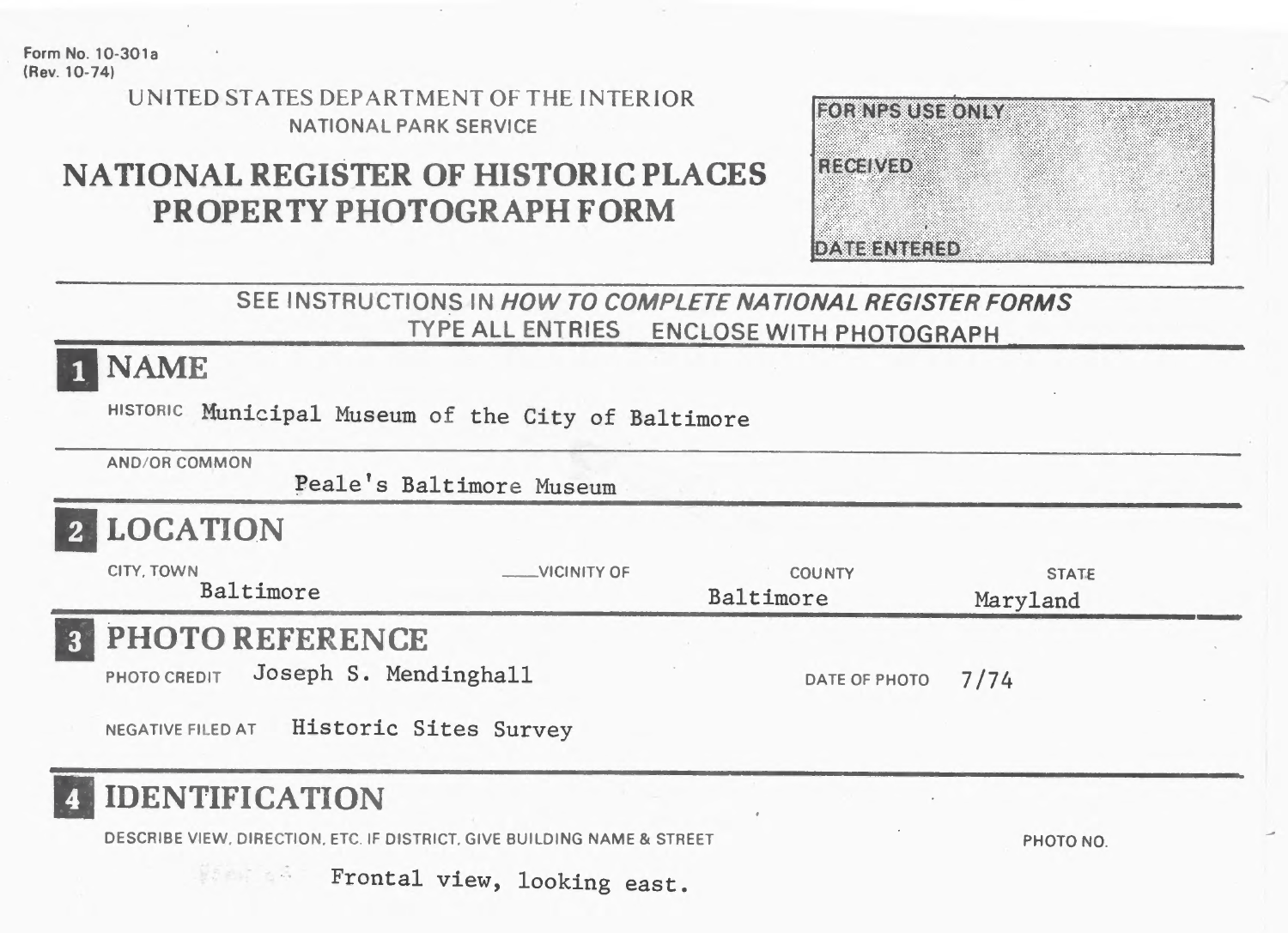Form No. 10-301a
(Rev. 10-74)

UNITED STATES DEPARTMENT OF THE INTERIOR
NATIONAL PARK SERVICE

# NATIONAL REGISTER OF HISTORIC PLACES
# PROPERTY PHOTOGRAPH FORM

| FOR NPS USE ONLY |
| --- |
| RECEIVED |
| DATE ENTERED |

SEE INSTRUCTIONS IN *HOW TO COMPLETE NATIONAL REGISTER FORMS*
TYPE ALL ENTRIES ENCLOSE WITH PHOTOGRAPH

## 1 NAME

HISTORIC Municipal Museum of the City of Baltimore

AND/OR COMMON Peale's Baltimore Museum

## 2 LOCATION

| CITY, TOWN | ___VICINITY OF | COUNTY | STATE |
| --- | --- | --- | --- |
| Baltimore | | Baltimore | Maryland |

## 3 PHOTO REFERENCE

PHOTO CREDIT Joseph S. Mendinghall DATE OF PHOTO 7/74

NEGATIVE FILED AT Historic Sites Survey

## 4 IDENTIFICATION

DESCRIBE VIEW, DIRECTION, ETC. IF DISTRICT, GIVE BUILDING NAME & STREET PHOTO NO.

Frontal view, looking east.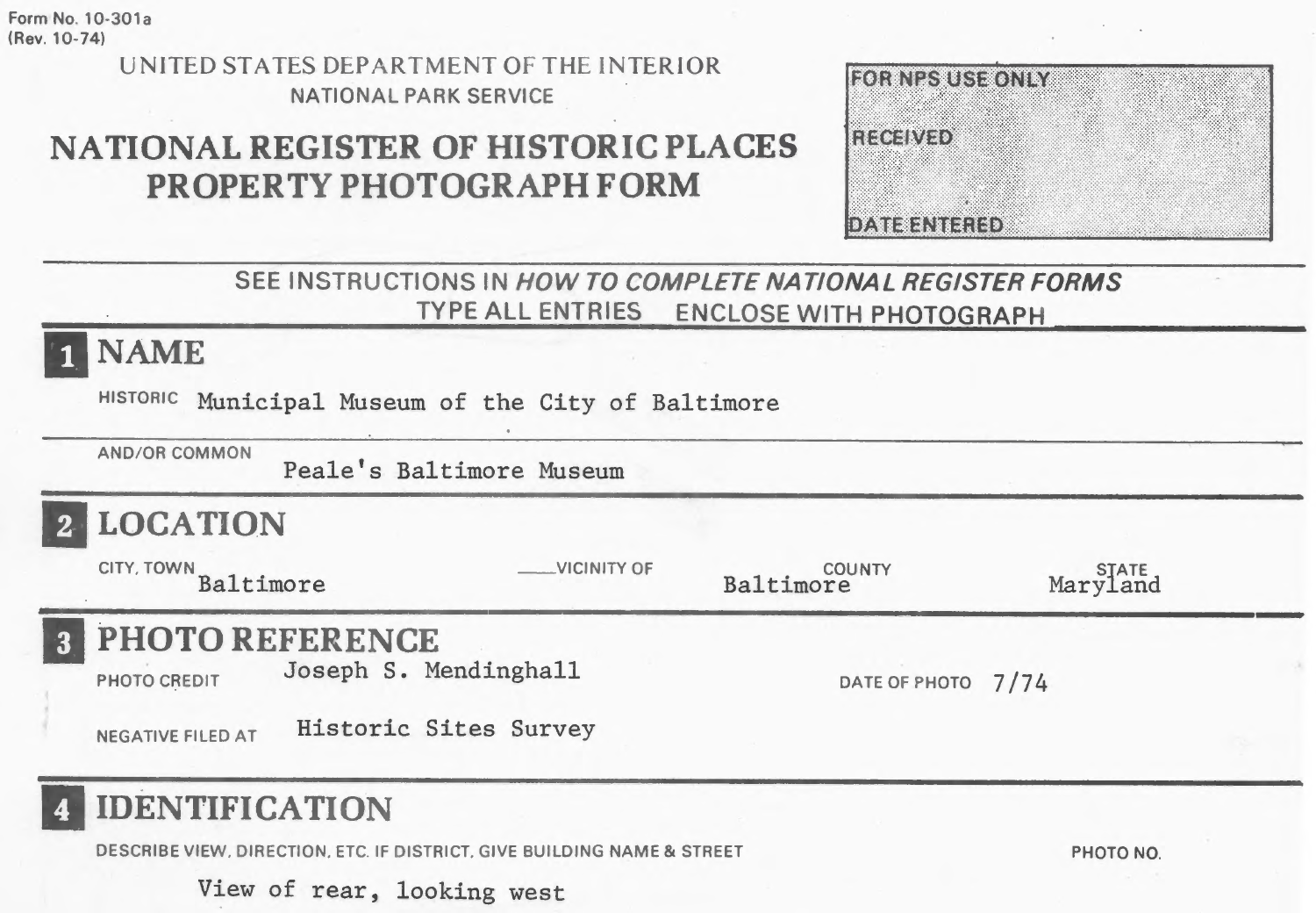Form No. 10-301a
(Rev. 10-74)

UNITED STATES DEPARTMENT OF THE INTERIOR
NATIONAL PARK SERVICE

# NATIONAL REGISTER OF HISTORIC PLACES PROPERTY PHOTOGRAPH FORM

| FOR NPS USE ONLY |
| --- |
| RECEIVED |
| DATE ENTERED |

SEE INSTRUCTIONS IN *HOW TO COMPLETE NATIONAL REGISTER FORMS*
TYPE ALL ENTRIES ENCLOSE WITH PHOTOGRAPH

## 1 NAME

HISTORIC Municipal Museum of the City of Baltimore

AND/OR COMMON Peale's Baltimore Museum

## 2 LOCATION

CITY, TOWN Baltimore ___VICINITY OF COUNTY Baltimore STATE Maryland

## 3 PHOTO REFERENCE

PHOTO CREDIT Joseph S. Mendinghall DATE OF PHOTO 7/74

NEGATIVE FILED AT Historic Sites Survey

## 4 IDENTIFICATION

DESCRIBE VIEW, DIRECTION, ETC. IF DISTRICT, GIVE BUILDING NAME & STREET PHOTO NO.

View of rear, looking west